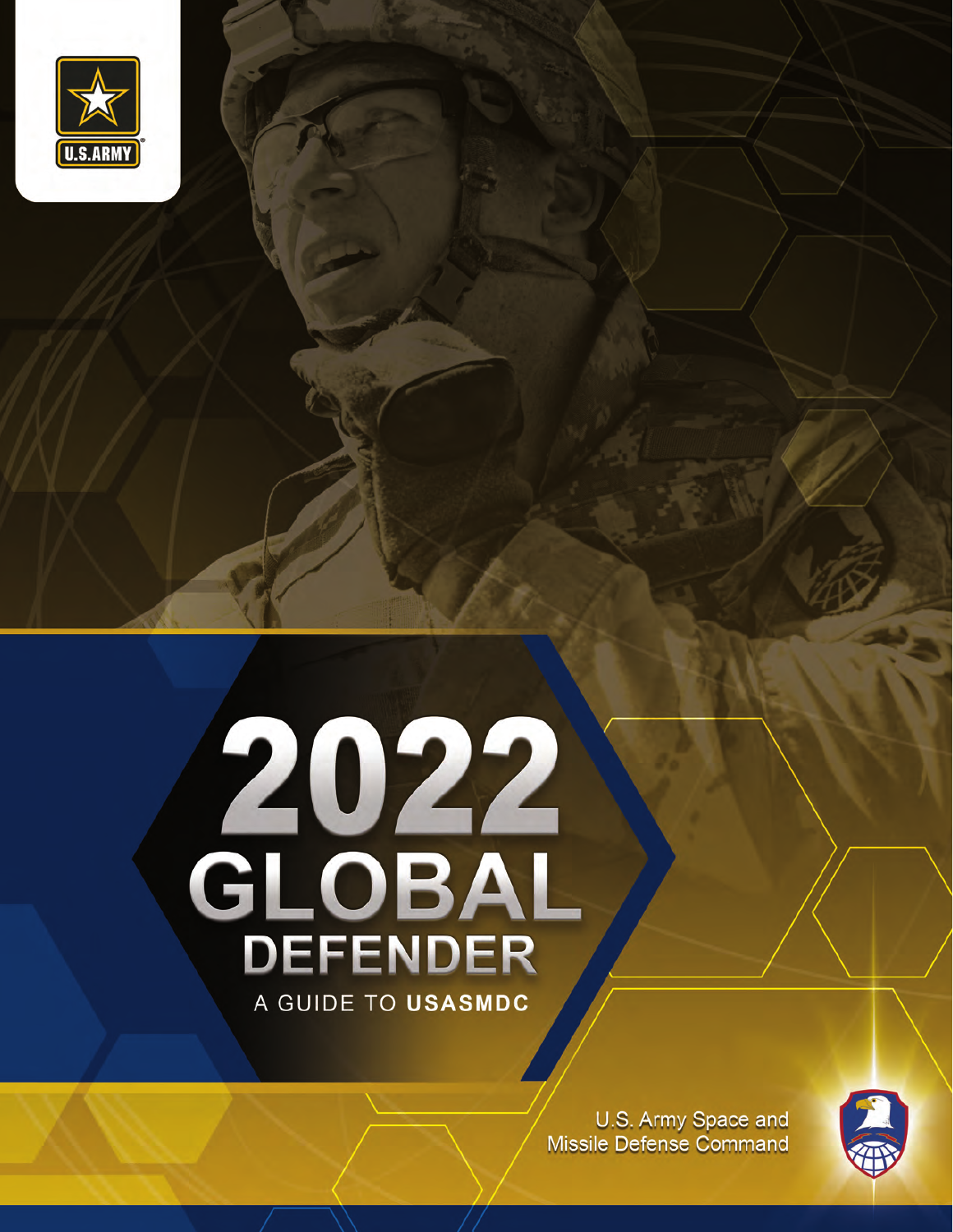U.S. ARMY

# 2022 GLOBAL DEFENDER

## A GUIDE TO **USASMDC**

U.S. Army Space and Missile Defense Command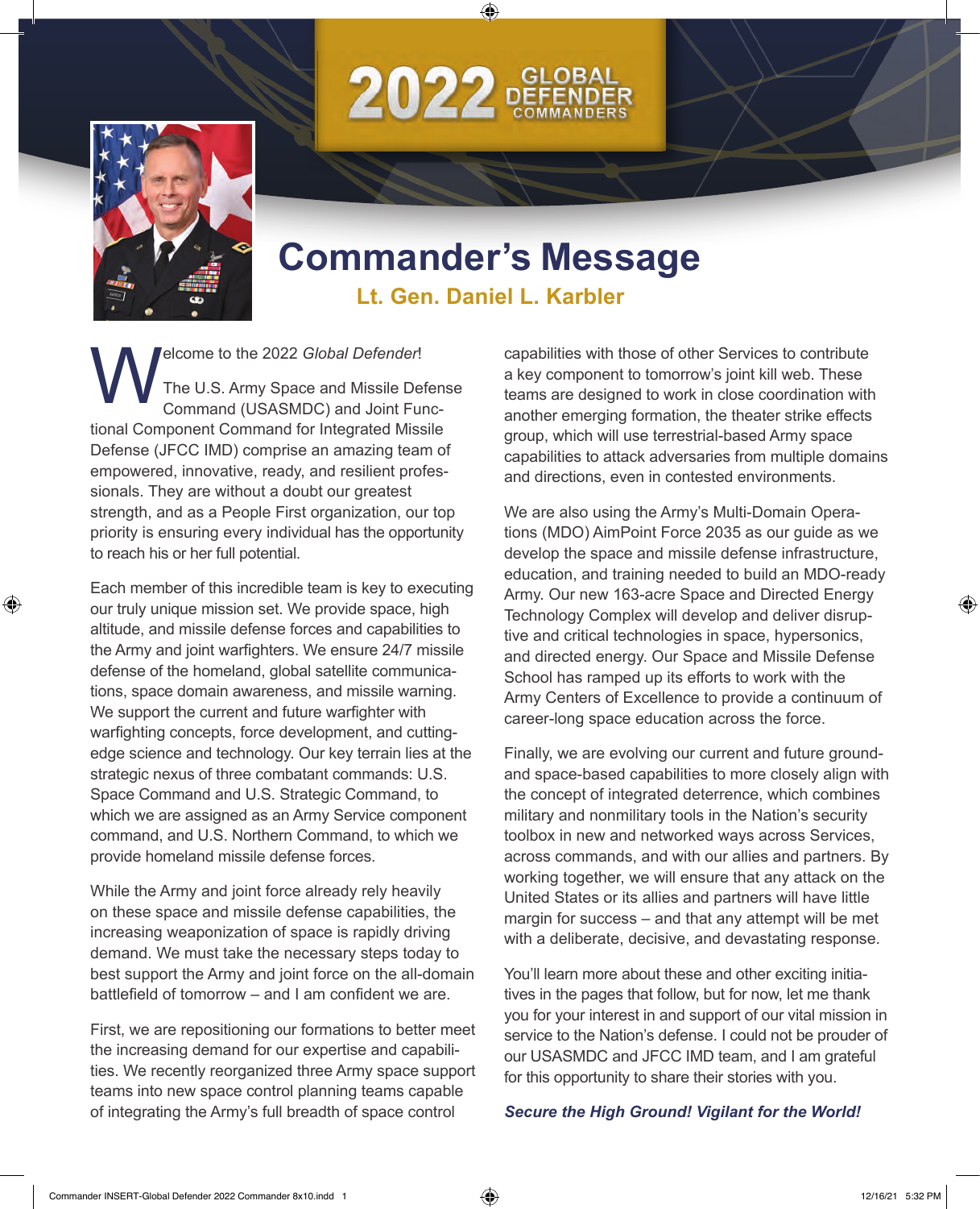# 2022 GLOBAL DEFENDER COMMANDERS

## Commander's Message

### Lt. Gen. Daniel L. Karbler

Welcome to the 2022 *Global Defender*!

The U.S. Army Space and Missile Defense Command (USASMDC) and Joint Functional Component Command for Integrated Missile Defense (JFCC IMD) comprise an amazing team of empowered, innovative, ready, and resilient professionals. They are without a doubt our greatest strength, and as a People First organization, our top priority is ensuring every individual has the opportunity to reach his or her full potential.

Each member of this incredible team is key to executing our truly unique mission set. We provide space, high altitude, and missile defense forces and capabilities to the Army and joint warfighters. We ensure 24/7 missile defense of the homeland, global satellite communications, space domain awareness, and missile warning. We support the current and future warfighter with warfighting concepts, force development, and cutting-edge science and technology. Our key terrain lies at the strategic nexus of three combatant commands: U.S. Space Command and U.S. Strategic Command, to which we are assigned as an Army Service component command, and U.S. Northern Command, to which we provide homeland missile defense forces.

While the Army and joint force already rely heavily on these space and missile defense capabilities, the increasing weaponization of space is rapidly driving demand. We must take the necessary steps today to best support the Army and joint force on the all-domain battlefield of tomorrow – and I am confident we are.

First, we are repositioning our formations to better meet the increasing demand for our expertise and capabilities. We recently reorganized three Army space support teams into new space control planning teams capable of integrating the Army's full breadth of space control capabilities with those of other Services to contribute a key component to tomorrow's joint kill web. These teams are designed to work in close coordination with another emerging formation, the theater strike effects group, which will use terrestrial-based Army space capabilities to attack adversaries from multiple domains and directions, even in contested environments.

We are also using the Army's Multi-Domain Operations (MDO) AimPoint Force 2035 as our guide as we develop the space and missile defense infrastructure, education, and training needed to build an MDO-ready Army. Our new 163-acre Space and Directed Energy Technology Complex will develop and deliver disruptive and critical technologies in space, hypersonics, and directed energy. Our Space and Missile Defense School has ramped up its efforts to work with the Army Centers of Excellence to provide a continuum of career-long space education across the force.

Finally, we are evolving our current and future ground- and space-based capabilities to more closely align with the concept of integrated deterrence, which combines military and nonmilitary tools in the Nation's security toolbox in new and networked ways across Services, across commands, and with our allies and partners. By working together, we will ensure that any attack on the United States or its allies and partners will have little margin for success – and that any attempt will be met with a deliberate, decisive, and devastating response.

You'll learn more about these and other exciting initiatives in the pages that follow, but for now, let me thank you for your interest in and support of our vital mission in service to the Nation's defense. I could not be prouder of our USASMDC and JFCC IMD team, and I am grateful for this opportunity to share their stories with you.

***Secure the High Ground! Vigilant for the World!***